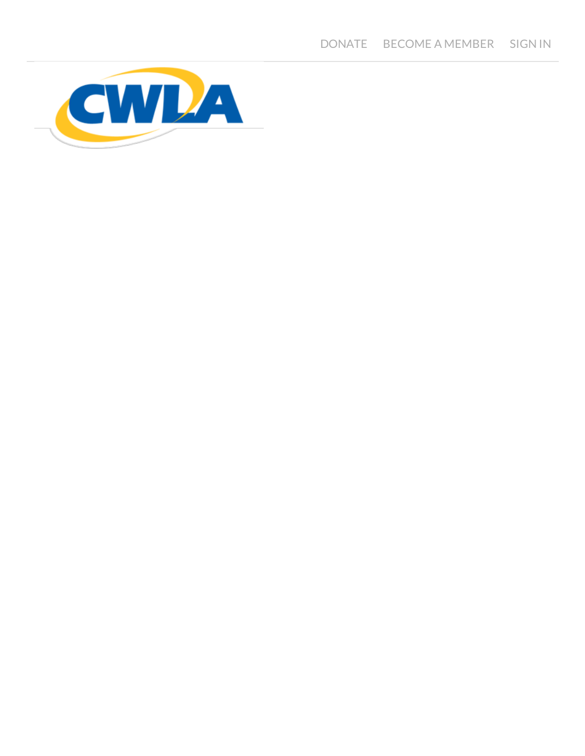DONATE BECOME A MEMBER SIGN IN

CWLA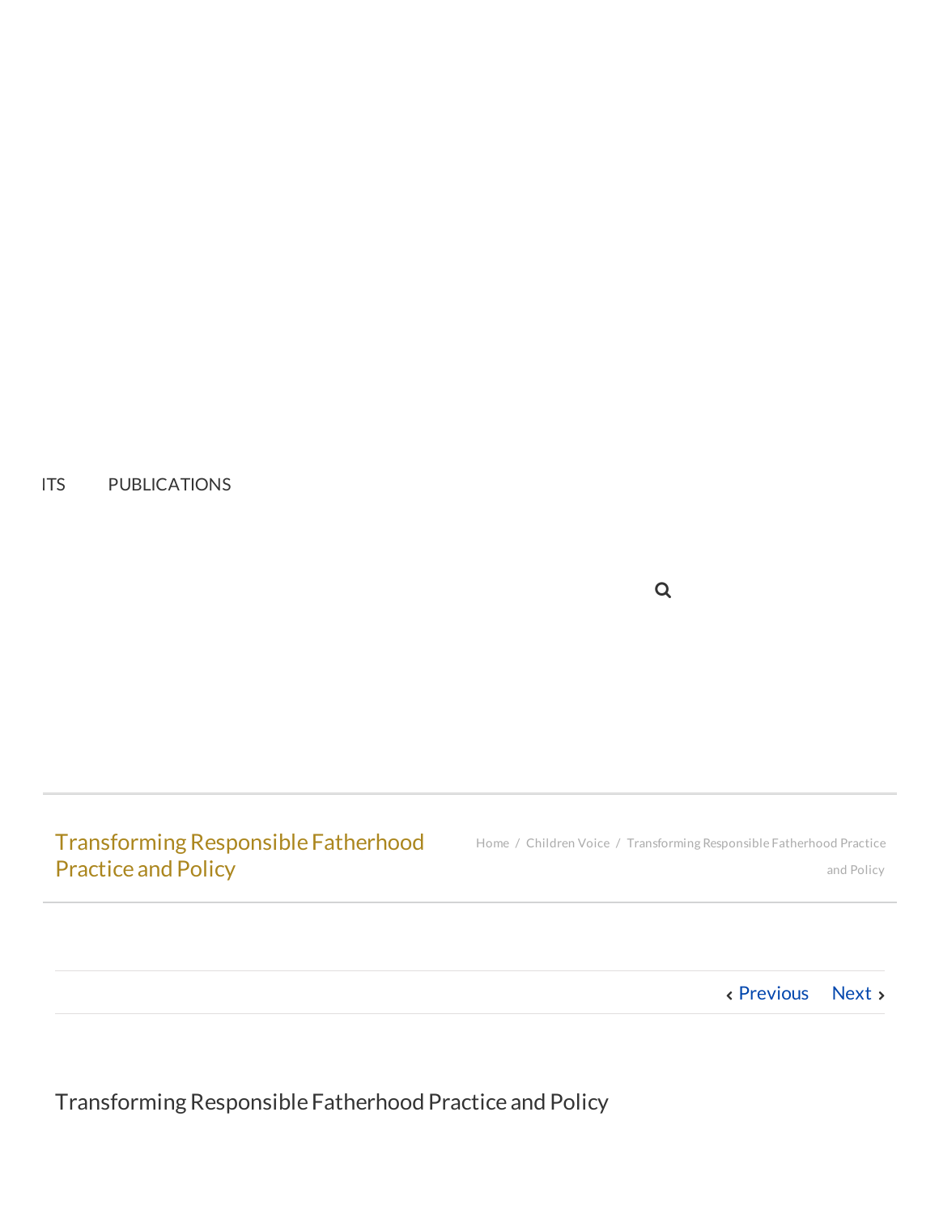ITS PUBLICATIONS

# Transforming Responsible Fatherhood Practice and Policy

Home / Children Voice / Transforming Responsible Fatherhood Practice and Policy

‹ Previous Next ›

## Transforming Responsible Fatherhood Practice and Policy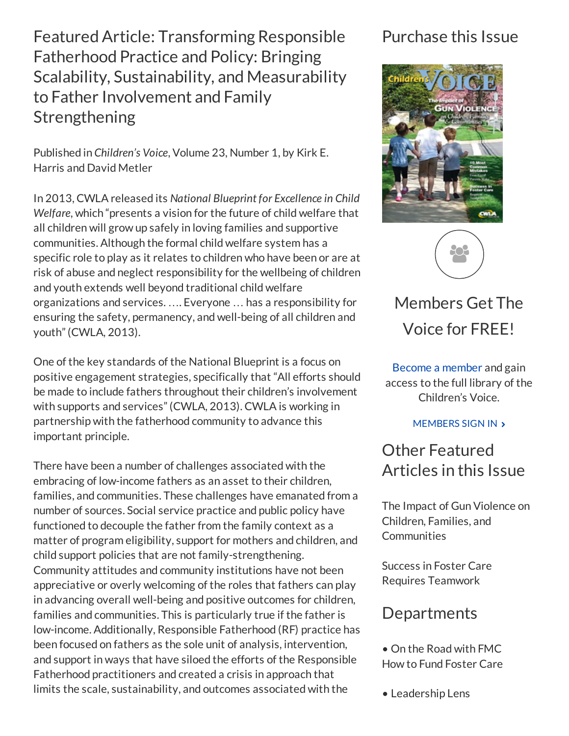# Featured Article: Transforming Responsible Fatherhood Practice and Policy: Bringing Scalability, Sustainability, and Measurability to Father Involvement and Family Strengthening

Published in *Children's Voice*, Volume 23, Number 1, by Kirk E. Harris and David Metler

In 2013, CWLA released its *National Blueprint for Excellence in Child Welfare*, which "presents a vision for the future of child welfare that all children will grow up safely in loving families and supportive communities. Although the formal child welfare system has a specific role to play as it relates to children who have been or are at risk of abuse and neglect responsibility for the wellbeing of children and youth extends well beyond traditional child welfare organizations and services. …. Everyone … has a responsibility for ensuring the safety, permanency, and well-being of all children and youth" (CWLA, 2013).

One of the key standards of the National Blueprint is a focus on positive engagement strategies, specifically that "All efforts should be made to include fathers throughout their children's involvement with supports and services" (CWLA, 2013). CWLA is working in partnership with the fatherhood community to advance this important principle.

There have been a number of challenges associated with the embracing of low-income fathers as an asset to their children, families, and communities. These challenges have emanated from a number of sources. Social service practice and public policy have functioned to decouple the father from the family context as a matter of program eligibility, support for mothers and children, and child support policies that are not family-strengthening. Community attitudes and community institutions have not been appreciative or overly welcoming of the roles that fathers can play in advancing overall well-being and positive outcomes for children, families and communities. This is particularly true if the father is low-income. Additionally, Responsible Fatherhood (RF) practice has been focused on fathers as the sole unit of analysis, intervention, and support in ways that have siloed the efforts of the Responsible Fatherhood practitioners and created a crisis in approach that limits the scale, sustainability, and outcomes associated with the

## Purchase this Issue

## Members Get The Voice for FREE!

Become a member and gain access to the full library of the Children's Voice.

MEMBERS SIGN IN ›

## Other Featured Articles in this Issue

The Impact of Gun Violence on Children, Families, and Communities

Success in Foster Care Requires Teamwork

## Departments

- On the Road with FMC How to Fund Foster Care
- Leadership Lens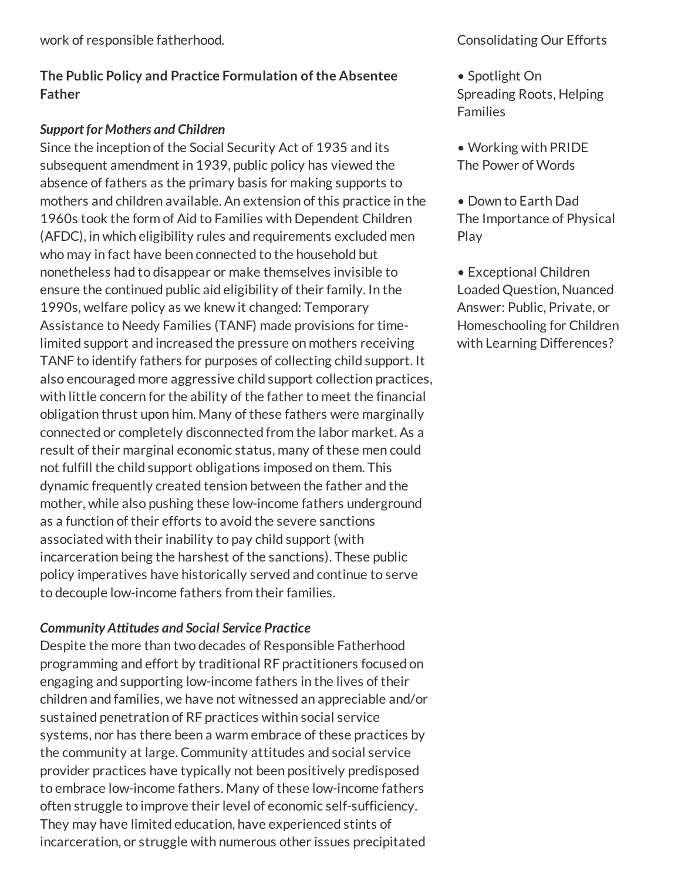work of responsible fatherhood.

## The Public Policy and Practice Formulation of the Absentee Father

### *Support for Mothers and Children*

Since the inception of the Social Security Act of 1935 and its subsequent amendment in 1939, public policy has viewed the absence of fathers as the primary basis for making supports to mothers and children available. An extension of this practice in the 1960s took the form of Aid to Families with Dependent Children (AFDC), in which eligibility rules and requirements excluded men who may in fact have been connected to the household but nonetheless had to disappear or make themselves invisible to ensure the continued public aid eligibility of their family. In the 1990s, welfare policy as we knew it changed: Temporary Assistance to Needy Families (TANF) made provisions for time-limited support and increased the pressure on mothers receiving TANF to identify fathers for purposes of collecting child support. It also encouraged more aggressive child support collection practices, with little concern for the ability of the father to meet the financial obligation thrust upon him. Many of these fathers were marginally connected or completely disconnected from the labor market. As a result of their marginal economic status, many of these men could not fulfill the child support obligations imposed on them. This dynamic frequently created tension between the father and the mother, while also pushing these low-income fathers underground as a function of their efforts to avoid the severe sanctions associated with their inability to pay child support (with incarceration being the harshest of the sanctions). These public policy imperatives have historically served and continue to serve to decouple low-income fathers from their families.

### *Community Attitudes and Social Service Practice*

Despite the more than two decades of Responsible Fatherhood programming and effort by traditional RF practitioners focused on engaging and supporting low-income fathers in the lives of their children and families, we have not witnessed an appreciable and/or sustained penetration of RF practices within social service systems, nor has there been a warm embrace of these practices by the community at large. Community attitudes and social service provider practices have typically not been positively predisposed to embrace low-income fathers. Many of these low-income fathers often struggle to improve their level of economic self-sufficiency. They may have limited education, have experienced stints of incarceration, or struggle with numerous other issues precipitated

Consolidating Our Efforts

- Spotlight On
  Spreading Roots, Helping Families
- Working with PRIDE
  The Power of Words
- Down to Earth Dad
  The Importance of Physical Play
- Exceptional Children
  Loaded Question, Nuanced Answer: Public, Private, or Homeschooling for Children with Learning Differences?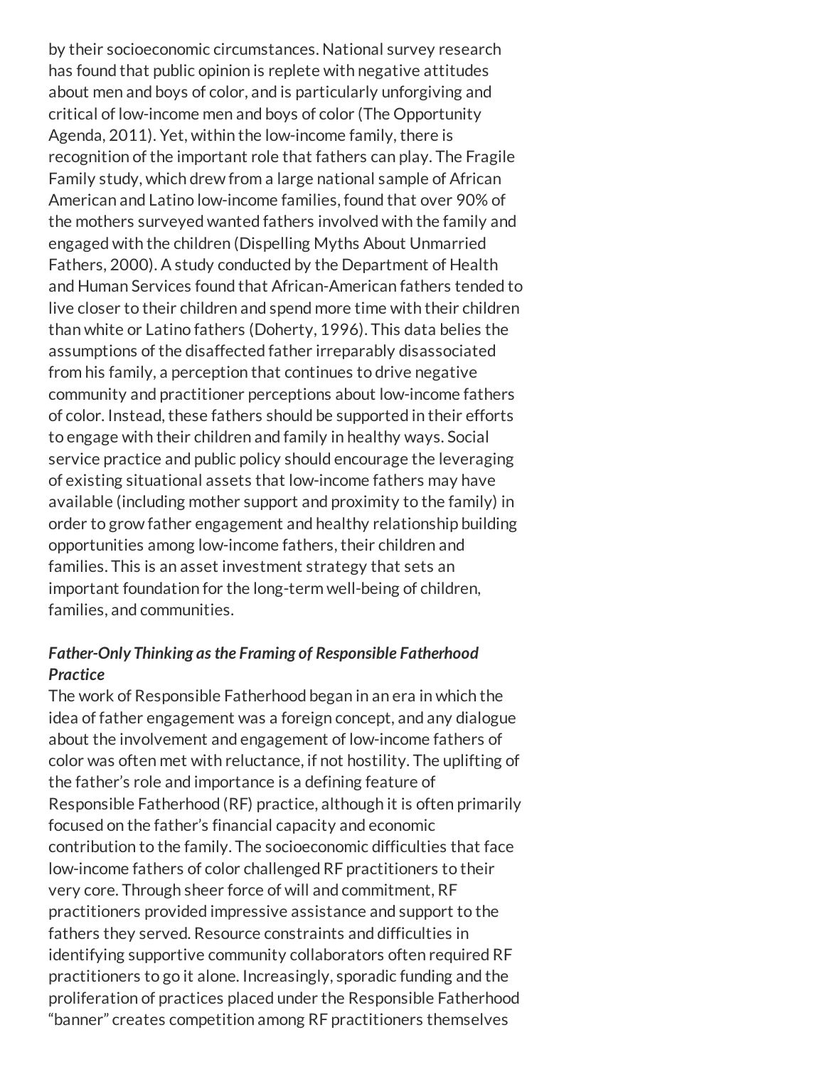by their socioeconomic circumstances. National survey research has found that public opinion is replete with negative attitudes about men and boys of color, and is particularly unforgiving and critical of low-income men and boys of color (The Opportunity Agenda, 2011). Yet, within the low-income family, there is recognition of the important role that fathers can play. The Fragile Family study, which drew from a large national sample of African American and Latino low-income families, found that over 90% of the mothers surveyed wanted fathers involved with the family and engaged with the children (Dispelling Myths About Unmarried Fathers, 2000). A study conducted by the Department of Health and Human Services found that African-American fathers tended to live closer to their children and spend more time with their children than white or Latino fathers (Doherty, 1996). This data belies the assumptions of the disaffected father irreparably disassociated from his family, a perception that continues to drive negative community and practitioner perceptions about low-income fathers of color. Instead, these fathers should be supported in their efforts to engage with their children and family in healthy ways. Social service practice and public policy should encourage the leveraging of existing situational assets that low-income fathers may have available (including mother support and proximity to the family) in order to grow father engagement and healthy relationship building opportunities among low-income fathers, their children and families. This is an asset investment strategy that sets an important foundation for the long-term well-being of children, families, and communities.

### *Father-Only Thinking as the Framing of Responsible Fatherhood Practice*

The work of Responsible Fatherhood began in an era in which the idea of father engagement was a foreign concept, and any dialogue about the involvement and engagement of low-income fathers of color was often met with reluctance, if not hostility. The uplifting of the father's role and importance is a defining feature of Responsible Fatherhood (RF) practice, although it is often primarily focused on the father's financial capacity and economic contribution to the family. The socioeconomic difficulties that face low-income fathers of color challenged RF practitioners to their very core. Through sheer force of will and commitment, RF practitioners provided impressive assistance and support to the fathers they served. Resource constraints and difficulties in identifying supportive community collaborators often required RF practitioners to go it alone. Increasingly, sporadic funding and the proliferation of practices placed under the Responsible Fatherhood "banner" creates competition among RF practitioners themselves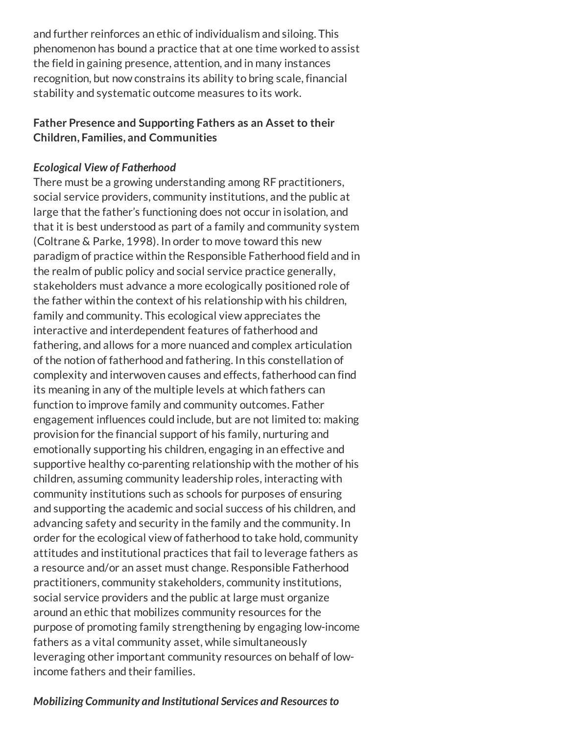and further reinforces an ethic of individualism and siloing. This phenomenon has bound a practice that at one time worked to assist the field in gaining presence, attention, and in many instances recognition, but now constrains its ability to bring scale, financial stability and systematic outcome measures to its work.

## Father Presence and Supporting Fathers as an Asset to their Children, Families, and Communities

### *Ecological View of Fatherhood*

There must be a growing understanding among RF practitioners, social service providers, community institutions, and the public at large that the father's functioning does not occur in isolation, and that it is best understood as part of a family and community system (Coltrane & Parke, 1998). In order to move toward this new paradigm of practice within the Responsible Fatherhood field and in the realm of public policy and social service practice generally, stakeholders must advance a more ecologically positioned role of the father within the context of his relationship with his children, family and community. This ecological view appreciates the interactive and interdependent features of fatherhood and fathering, and allows for a more nuanced and complex articulation of the notion of fatherhood and fathering. In this constellation of complexity and interwoven causes and effects, fatherhood can find its meaning in any of the multiple levels at which fathers can function to improve family and community outcomes. Father engagement influences could include, but are not limited to: making provision for the financial support of his family, nurturing and emotionally supporting his children, engaging in an effective and supportive healthy co-parenting relationship with the mother of his children, assuming community leadership roles, interacting with community institutions such as schools for purposes of ensuring and supporting the academic and social success of his children, and advancing safety and security in the family and the community. In order for the ecological view of fatherhood to take hold, community attitudes and institutional practices that fail to leverage fathers as a resource and/or an asset must change. Responsible Fatherhood practitioners, community stakeholders, community institutions, social service providers and the public at large must organize around an ethic that mobilizes community resources for the purpose of promoting family strengthening by engaging low-income fathers as a vital community asset, while simultaneously leveraging other important community resources on behalf of low-income fathers and their families.

### *Mobilizing Community and Institutional Services and Resources to*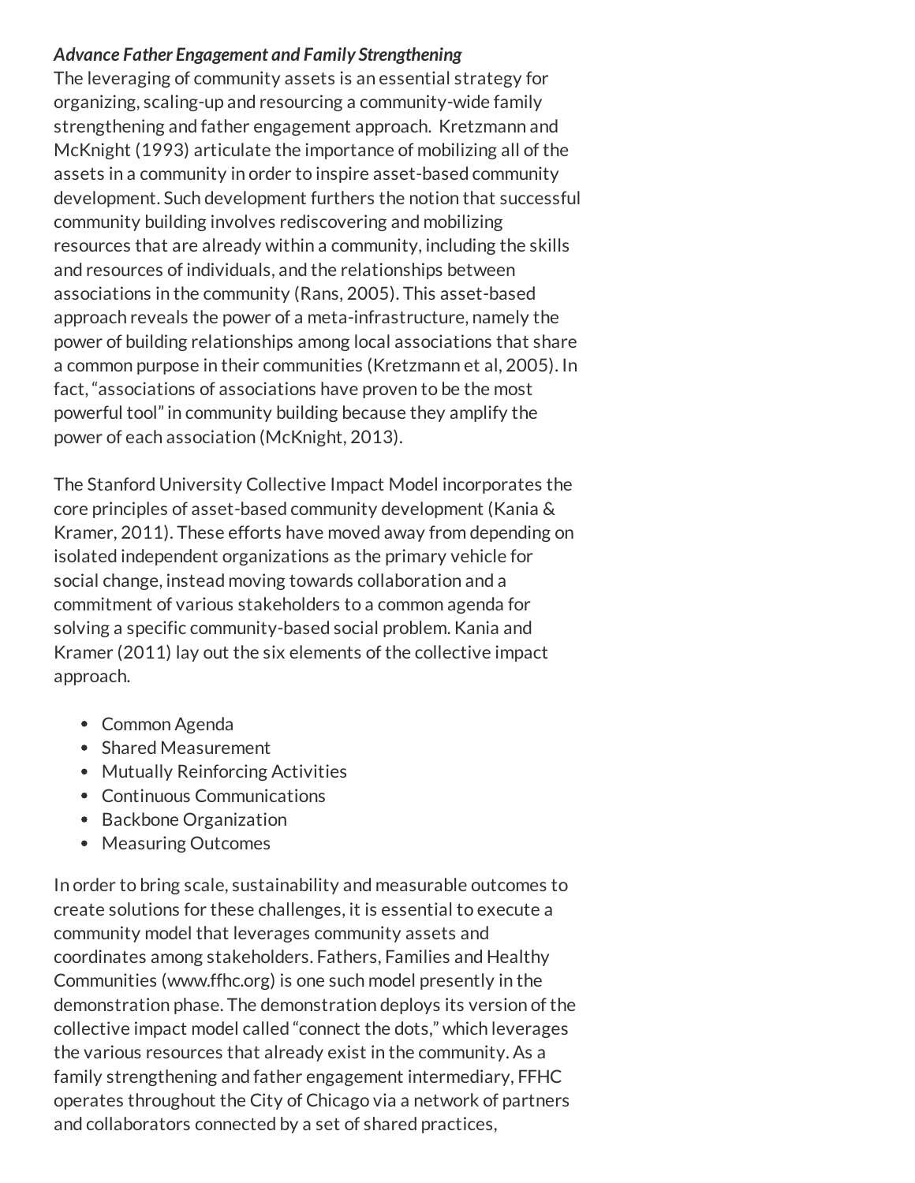***Advance Father Engagement and Family Strengthening***

The leveraging of community assets is an essential strategy for organizing, scaling-up and resourcing a community-wide family strengthening and father engagement approach. Kretzmann and McKnight (1993) articulate the importance of mobilizing all of the assets in a community in order to inspire asset-based community development. Such development furthers the notion that successful community building involves rediscovering and mobilizing resources that are already within a community, including the skills and resources of individuals, and the relationships between associations in the community (Rans, 2005). This asset-based approach reveals the power of a meta-infrastructure, namely the power of building relationships among local associations that share a common purpose in their communities (Kretzmann et al, 2005). In fact, "associations of associations have proven to be the most powerful tool" in community building because they amplify the power of each association (McKnight, 2013).

The Stanford University Collective Impact Model incorporates the core principles of asset-based community development (Kania & Kramer, 2011). These efforts have moved away from depending on isolated independent organizations as the primary vehicle for social change, instead moving towards collaboration and a commitment of various stakeholders to a common agenda for solving a specific community-based social problem. Kania and Kramer (2011) lay out the six elements of the collective impact approach.

- Common Agenda
- Shared Measurement
- Mutually Reinforcing Activities
- Continuous Communications
- Backbone Organization
- Measuring Outcomes

In order to bring scale, sustainability and measurable outcomes to create solutions for these challenges, it is essential to execute a community model that leverages community assets and coordinates among stakeholders. Fathers, Families and Healthy Communities (www.ffhc.org) is one such model presently in the demonstration phase. The demonstration deploys its version of the collective impact model called "connect the dots," which leverages the various resources that already exist in the community. As a family strengthening and father engagement intermediary, FFHC operates throughout the City of Chicago via a network of partners and collaborators connected by a set of shared practices,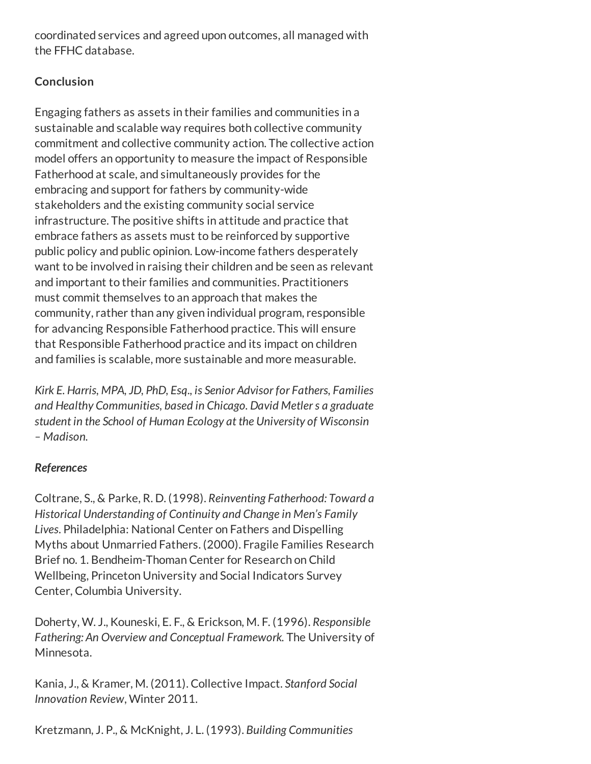coordinated services and agreed upon outcomes, all managed with the FFHC database.

**Conclusion**

Engaging fathers as assets in their families and communities in a sustainable and scalable way requires both collective community commitment and collective community action. The collective action model offers an opportunity to measure the impact of Responsible Fatherhood at scale, and simultaneously provides for the embracing and support for fathers by community-wide stakeholders and the existing community social service infrastructure. The positive shifts in attitude and practice that embrace fathers as assets must to be reinforced by supportive public policy and public opinion. Low-income fathers desperately want to be involved in raising their children and be seen as relevant and important to their families and communities. Practitioners must commit themselves to an approach that makes the community, rather than any given individual program, responsible for advancing Responsible Fatherhood practice. This will ensure that Responsible Fatherhood practice and its impact on children and families is scalable, more sustainable and more measurable.

*Kirk E. Harris, MPA, JD, PhD, Esq., is Senior Advisor for Fathers, Families and Healthy Communities, based in Chicago. David Metler s a graduate student in the School of Human Ecology at the University of Wisconsin – Madison.*

***References***

Coltrane, S., & Parke, R. D. (1998). *Reinventing Fatherhood: Toward a Historical Understanding of Continuity and Change in Men's Family Lives.* Philadelphia: National Center on Fathers and Dispelling Myths about Unmarried Fathers. (2000). Fragile Families Research Brief no. 1. Bendheim-Thoman Center for Research on Child Wellbeing, Princeton University and Social Indicators Survey Center, Columbia University.

Doherty, W. J., Kouneski, E. F., & Erickson, M. F. (1996). *Responsible Fathering: An Overview and Conceptual Framework.* The University of Minnesota.

Kania, J., & Kramer, M. (2011). Collective Impact. *Stanford Social Innovation Review*, Winter 2011.

Kretzmann, J. P., & McKnight, J. L. (1993). *Building Communities*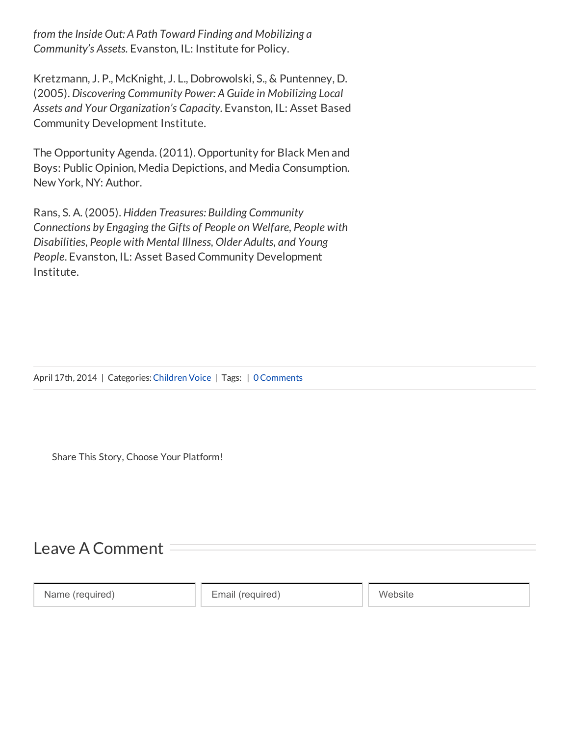*from the Inside Out: A Path Toward Finding and Mobilizing a Community's Assets.* Evanston, IL: Institute for Policy.

Kretzmann, J. P., McKnight, J. L., Dobrowolski, S., & Puntenney, D. (2005). *Discovering Community Power: A Guide in Mobilizing Local Assets and Your Organization's Capacity*. Evanston, IL: Asset Based Community Development Institute.

The Opportunity Agenda. (2011). Opportunity for Black Men and Boys: Public Opinion, Media Depictions, and Media Consumption. New York, NY: Author.

Rans, S. A. (2005). *Hidden Treasures: Building Community Connections by Engaging the Gifts of People on Welfare, People with Disabilities, People with Mental Illness, Older Adults, and Young People*. Evanston, IL: Asset Based Community Development Institute.

April 17th, 2014 | Categories: Children Voice | Tags: | 0 Comments

Share This Story, Choose Your Platform!

## Leave A Comment

Name (required) | Email (required) | Website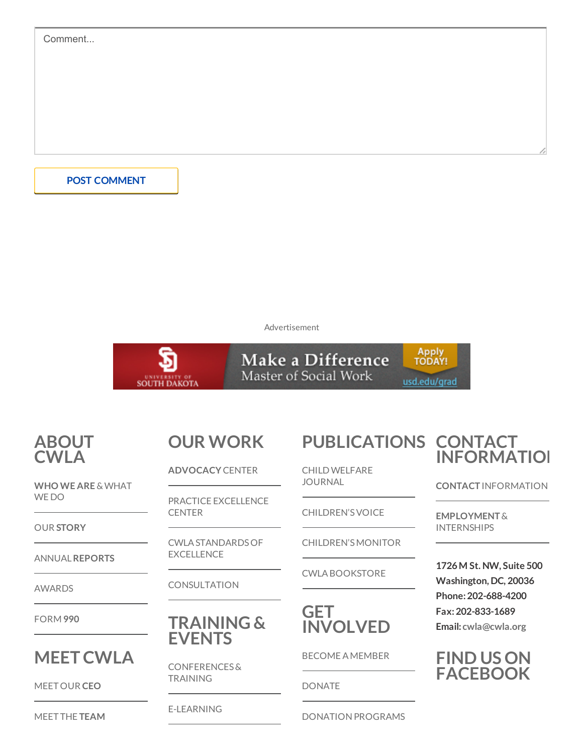Comment...

POST COMMENT

Advertisement

UNIVERSITY OF SOUTH DAKOTA Make a Difference Master of Social Work Apply TODAY! usd.edu/grad

## ABOUT CWLA

**WHO WE ARE** & WHAT WE DO

OUR **STORY**

ANNUAL **REPORTS**

AWARDS

FORM **990**

## MEET CWLA

MEET OUR **CEO**

MEET THE **TEAM**

## OUR WORK

**ADVOCACY** CENTER

PRACTICE EXCELLENCE CENTER

CWLA STANDARDS OF EXCELLENCE

CONSULTATION

## TRAINING & EVENTS

CONFERENCES & TRAINING

E-LEARNING

## PUBLICATIONS

CHILD WELFARE JOURNAL

CHILDREN'S VOICE

CHILDREN'S MONITOR

CWLA BOOKSTORE

## GET INVOLVED

BECOME A MEMBER

DONATE

DONATION PROGRAMS

## CONTACT INFORMATION

**CONTACT** INFORMATION

**EMPLOYMENT** & INTERNSHIPS

**1726 M St. NW, Suite 500**
**Washington, DC, 20036**
**Phone: 202-688-4200**
**Fax: 202-833-1689**
**Email:** cwla@cwla.org

## FIND US ON FACEBOOK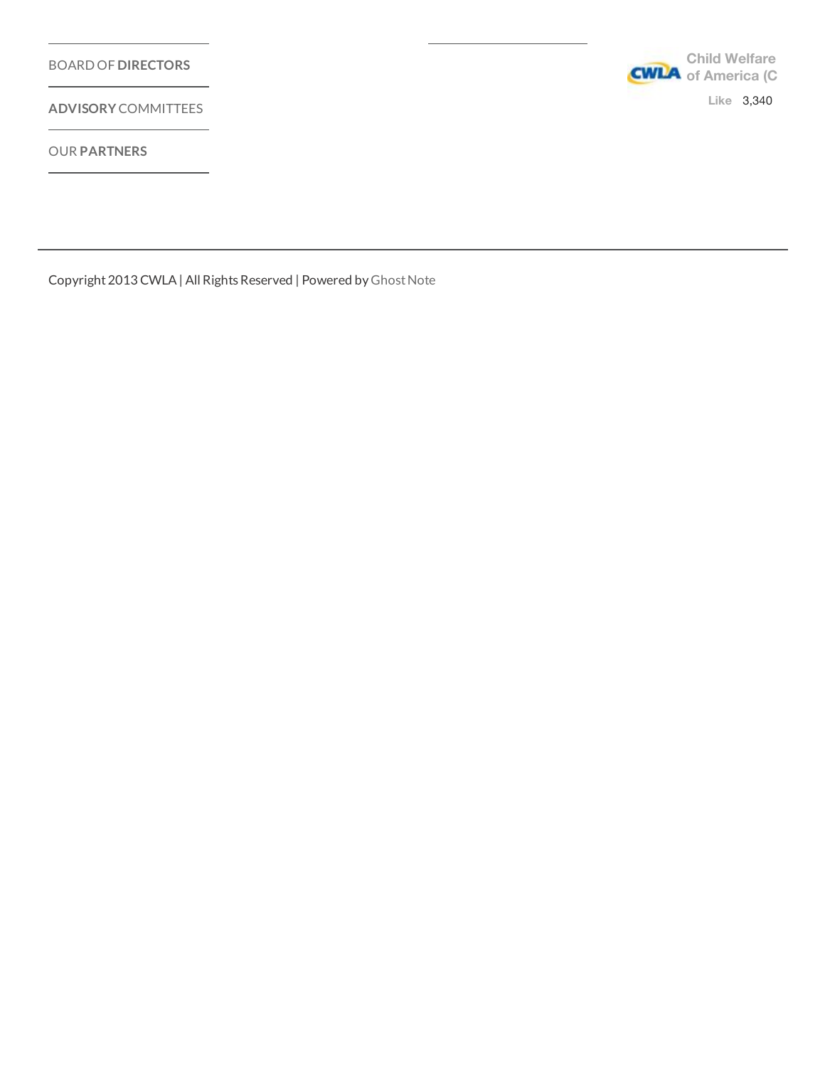BOARD OF **DIRECTORS**

**ADVISORY** COMMITTEES

OUR **PARTNERS**

Child Welfare of America (C

Like 3,340

Copyright 2013 CWLA | All Rights Reserved | Powered by Ghost Note